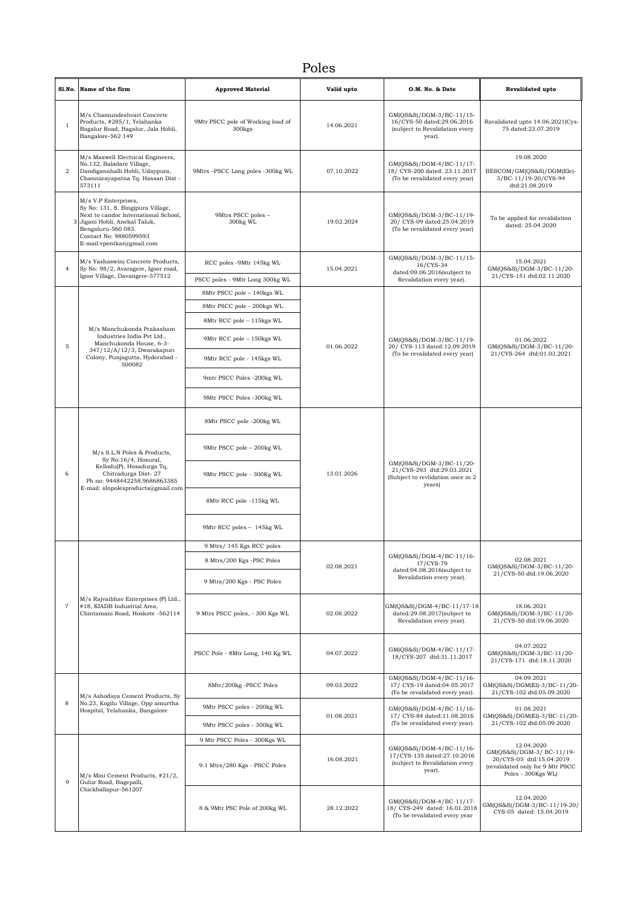# Poles

| Sl.No. | Name of the firm | Approved Material | Valid upto | O.M. No. & Date | Revalidated upto |
|---|---|---|---|---|---|
| 1 | M/s Chamundeshvari Concrete Products, #285/1, Yelahanka Bagalur Road, Bagalur, Jala Hobli, Bangalore-562 149 | 9Mtr PSCC pole of Working load of 300kgs | 14.06.2021 | GM(QS&S)/DGM-3/BC-11/15-16/CYS-50 dated:29.06.2016 (subject to Revalidation every year). | Ravalidated upto 14.06.2021(Cys-75 dated:23.07.2019 |
| 2 | M/s Maxwell Electrical Engineers, No.132, Baladare Village, Dandiganahalli Hobli, Udaypura, Channarayapatna Tq. Hassan Dist - 573111 | 9Mtrs –PSCC Long poles -300kg WL | 07.10.2022 | GM(QS&S)/DGM-4/BC-11/17-18/ CYS-200 dated: 23.11.2017 (To be revalidated every year) | 19.08.2020 BESCOM/GM(QS&S)/DGM(Ele)-3/BC-11/19-20/CYS-94 dtd:21.08.2019 |
| 3 | M/s V.P Enterprises, Sy No: 131, S. Bingipura Village, Next to candor International School, Jigani Hobli, Anekal Taluk, Bengaluru-560 083. Contact No: 9880599593 E-mail:vpentkar@gmail.com | 9Mtrs PSCC poles – 300kg WL | 19.02.2024 | GM(QS&S)/DGM-3/BC-11/19-20/ CYS-09 dated:25.04.2019 (To be revalidated every year) | To be applied for revalidation dated: 25.04.2020 |
| 4 | M/s Yashaswini Concrete Products, Sy No: 98/2, Avaragere, Igoor road, Igoor Village, Davangere-577512 | RCC poles -9Mtr 145kg WL | 15.04.2021 | GM(QS&S)/DGM-3/BC-11/15-16/CYS-34 dated:09.06.2016(subject to Revalidation every year). | 15.04.2021 GM(QS&S)/DGM-3/BC-11/20-21/CYS-151 dtd:02.11.2020 |
| | | PSCC poles - 9Mtr Long 300kg WL | | | |
| 5 | M/s Manchukonda Prakasham Industries India Pvt Ltd., Manchukonda House, 6-3-347/12/A/12/3, Dwarakapuri Colony, Punjagutta, Hyderabad - 500082 | 8Mtr PSCC pole – 140kgs WL | 01.06.2022 | GM(QS&S)/DGM-3/BC-11/19-20/ CYS-113 dated:12.09.2019 (To be revalidated every year) | 01.06.2022 GM(QS&S)/DGM-3/BC-11/20-21/CYS-264 dtd:01.03.2021 |
| | | 8Mtr PSCC pole - 200kgs WL | | | |
| | | 8Mtr RCC pole – 115kgs WL | | | |
| | | 9Mtr RCC pole – 150kgs WL | | | |
| | | 9Mtr RCC pole - 145kgs WL | | | |
| | | 9mtr PSCC Poles -200kg WL | | | |
| | | 9Mtr PSCC Poles -300kg WL | | | |
| 6 | M/s S.L.N Poles & Products, Sy No:16/4, Hosural, Kellodu(P), Hosadurga Tq, Chitradurga Dist- 27 Ph no: 9448442258,9686863385 E-mail: slnpolesproducts@gmail.com | 8Mtr PSCC pole -200kg WL | 13.01.2026 | GM(QS&S)/DGM-3/BC-11/20-21/CYS-293 dtd:29.03.2021 (Subject to revlidation once in 2 years) | |
| | | 9Mtr PSCC pole – 200kg WL | | | |
| | | 9Mtr PSCC pole - 300Kg WL | | | |
| | | 8Mtr RCC pole -115kg WL | | | |
| | | 9Mtr RCC poles – 145kg WL | | | |
| 7 | M/s Rajvaibhav Enterprises (P) Ltd., #18, KIADB Industrial Area, Chintamani Road, Hoskote -562114 | 9 Mtrs/ 145 Kgs RCC poles | 02.08.2021 | GM(QS&S)/DGM-4/BC-11/16-17/CYS-79 dated:04.08.2016(subject to Revalidation every year). | 02.08.2021 GM(QS&S)/DGM-3/BC-11/20-21/CYS-50 dtd:19.06.2020 |
| | | 8 Mtrs/200 Kgs -PSC Poles | | | |
| | | 9 Mtrs/200 Kgs - PSC Poles | | | |
| | | 9 Mtrs PSCC poles, - 300 Kgs WL | 02.08.2022 | GM(QS&S)/DGM-4/BC-11/17-18 dated:29.08.2017(subject to Revalidation every year). | 18.06.2021 GM(QS&S)/DGM-3/BC-11/20-21/CYS-50 dtd:19.06.2020 |
| | | PSCC Pole - 8Mtr Long, 140 Kg WL | 04.07.2022 | GM(QS&S)/DGM-4/BC-11/17-18/CYS-207 dtd:31.11.2017 | 04.07.2022 GM(QS&S)/DGM-3/BC-11/20-21/CYS-171 dtd:18.11.2020 |
| 8 | M/s Ashodaya Cement Products, Sy No.23, Kogilu Village, Opp amurtha Hospital, Yelahanka, Bangalore | 8Mtr/200kg -PSCC Poles | 09.03.2022 | GM(QS&S)/DGM-4/BC-11/16-17/ CYS-19 dated:04.05.2017 (To be revalidated every year). | 04.09.2021 GM(QS&S)/DGM(El)-3/BC-11/20-21/CYS-102 dtd:05.09.2020 |
| | | 9Mtr PSCC poles - 200kg WL | 01.08.2021 | GM(QS&S)/DGM-4/BC-11/16-17/ CYS-84 dated:11.08.2016 (To be revalidated every year). | 01.08.2021 GM(QS&S)/DGM(El)-3/BC-11/20-21/CYS-102 dtd:05.09.2020 |
| | | 9Mtr PSCC poles - 300kg WL | | | |
| 9 | M/s Mini Cement Products, #21/2, Gulur Road, Bagepalli, Chickballapur-561207 | 9 Mtr PSCC Poles - 300Kgs WL | 16.08.2021 | GM(QS&S)/DGM-4/BC-11/16-17/CYS-135 dated:27.10.2016 (subject to Revalidation every year). | 12.04.2020 GM(QS&S)/DGM-3/ BC-11/19-20/CYS-05 dtd:15.04.2019 (revalidated only for 9 Mtr PSCC Poles - 300Kgs WL) |
| | | 9.1 Mtrs/280 Kgs - PSCC Poles | | | |
| | | 8 & 9Mtr PSC Pole of 200kg WL | 28.12.2022 | GM(QS&S)/DGM-4/BC-11/17-18/ CYS-249 dated: 16.01.2018 (To be revalidated every year | 12.04.2020 GM(QS&S)/DGM-3/BC-11/19-20/ CYS-05 dated: 15.04.2019 |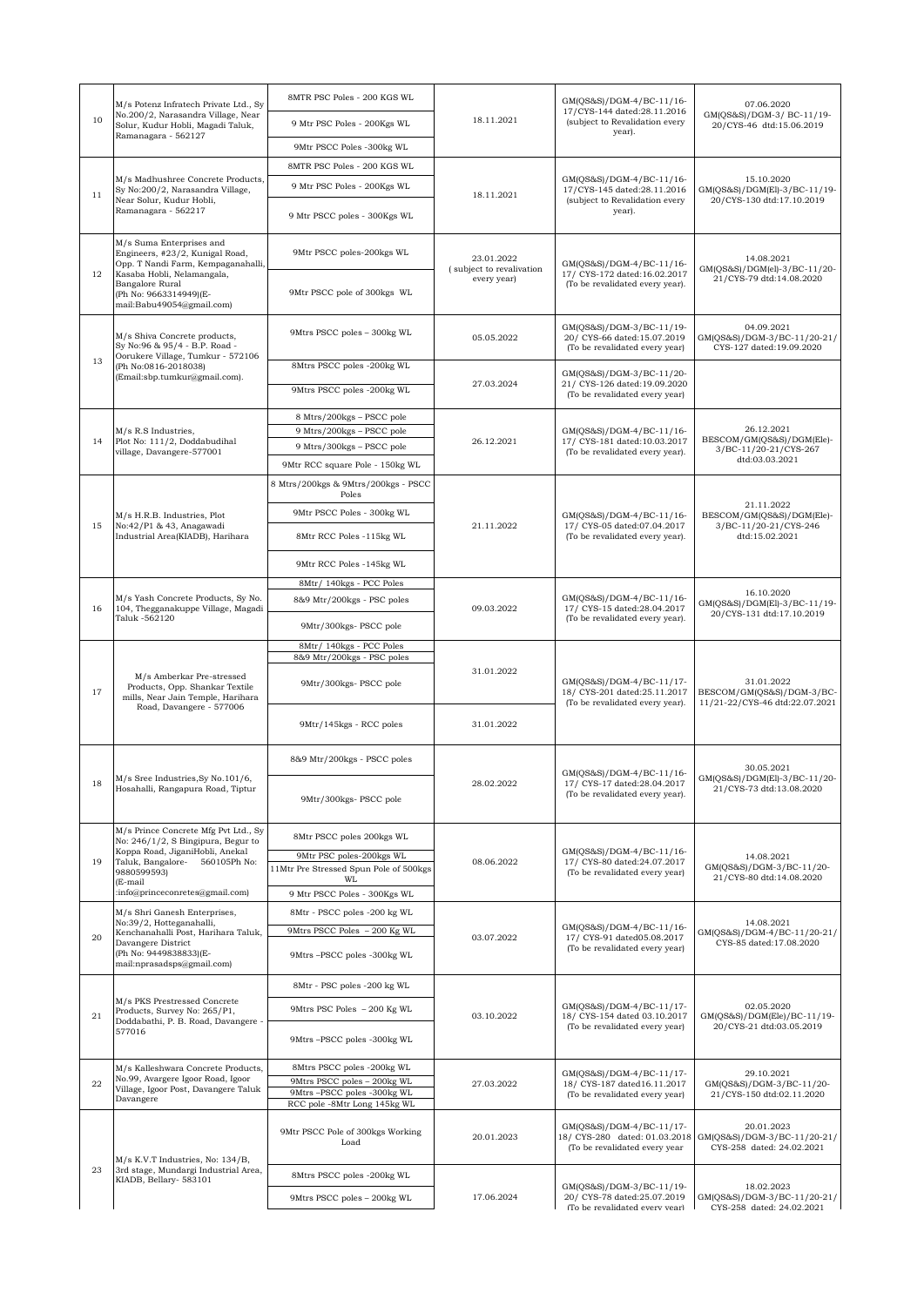| 10 | M/s Potenz Infratech Private Ltd., Sy No.200/2, Narasandra Village, Near Solur, Kudur Hobli, Magadi Taluk, Ramanagara - 562127 | 8MTR PSC Poles - 200 KGS WL<br>9 Mtr PSC Poles - 200Kgs WL<br>9Mtr PSCC Poles -300kg WL | 18.11.2021 | GM(QS&S)/DGM-4/BC-11/16-17/CYS-144 dated:28.11.2016 (subject to Revalidation every year). | 07.06.2020 GM(QS&S)/DGM-3/ BC-11/19-20/CYS-46 dtd:15.06.2019 |
|---|---|---|---|---|---|
| 11 | M/s Madhushree Concrete Products, Sy No:200/2, Narasandra Village, Near Solur, Kudur Hobli, Ramanagara - 562217 | 8MTR PSC Poles - 200 KGS WL<br>9 Mtr PSC Poles - 200Kgs WL<br>9 Mtr PSCC poles - 300Kgs WL | 18.11.2021 | GM(QS&S)/DGM-4/BC-11/16-17/CYS-145 dated:28.11.2016 (subject to Revalidation every year). | 15.10.2020 GM(QS&S)/DGM(El)-3/BC-11/19-20/CYS-130 dtd:17.10.2019 |
| 12 | M/s Suma Enterprises and Engineers, #23/2, Kunigal Road, Opp. T Nandi Farm, Kempaganahalli, Kasaba Hobli, Nelamangala, Bangalore Rural (Ph No: 9663314949)(E-mail:Babu49054@gmail.com) | 9Mtr PSCC poles-200kgs WL<br>9Mtr PSCC pole of 300kgs WL | 23.01.2022 ( subject to revalivation every year) | GM(QS&S)/DGM-4/BC-11/16-17/ CYS-172 dated:16.02.2017 (To be revalidated every year). | 14.08.2021 GM(QS&S)/DGM(el)-3/BC-11/20-21/CYS-79 dtd:14.08.2020 |
| 13 | M/s Shiva Concrete products, Sy No:96 & 95/4 - B.P. Road - Oorukere Village, Tumkur - 572106 (Ph No:0816-2018038) (Email:sbp.tumkur@gmail.com). | 9Mtrs PSCC poles – 300kg WL | 05.05.2022 | GM(QS&S)/DGM-3/BC-11/19-20/ CYS-66 dated:15.07.2019 (To be revalidated every year) | 04.09.2021 GM(QS&S)/DGM-3/BC-11/20-21/ CYS-127 dated:19.09.2020 |
| | | 8Mtrs PSCC poles -200kg WL<br>9Mtrs PSCC poles -200kg WL | 27.03.2024 | GM(QS&S)/DGM-3/BC-11/20-21/ CYS-126 dated:19.09.2020 (To be revalidated every year) | |
| 14 | M/s R.S Industries, Plot No: 111/2, Doddabudihal village, Davangere-577001 | 8 Mtrs/200kgs – PSCC pole<br>9 Mtrs/200kgs – PSCC pole<br>9 Mtrs/300kgs – PSCC pole<br>9Mtr RCC square Pole - 150kg WL | 26.12.2021 | GM(QS&S)/DGM-4/BC-11/16-17/ CYS-181 dated:10.03.2017 (To be revalidated every year). | 26.12.2021 BESCOM/GM(QS&S)/DGM(Ele)-3/BC-11/20-21/CYS-267 dtd:03.03.2021 |
| 15 | M/s H.R.B. Industries, Plot No:42/P1 & 43, Anagawadi Industrial Area(KIADB), Harihara | 8 Mtrs/200kgs & 9Mtrs/200kgs - PSCC Poles<br>9Mtr PSCC Poles - 300kg WL<br>8Mtr RCC Poles -115kg WL<br>9Mtr RCC Poles -145kg WL | 21.11.2022 | GM(QS&S)/DGM-4/BC-11/16-17/ CYS-05 dated:07.04.2017 (To be revalidated every year). | 21.11.2022 BESCOM/GM(QS&S)/DGM(Ele)-3/BC-11/20-21/CYS-246 dtd:15.02.2021 |
| 16 | M/s Yash Concrete Products, Sy No. 104, Thegganakuppe Village, Magadi Taluk -562120 | 8Mtr/ 140kgs - PCC Poles<br>8&9 Mtr/200kgs - PSC poles<br>9Mtr/300kgs- PSCC pole | 09.03.2022 | GM(QS&S)/DGM-4/BC-11/16-17/ CYS-15 dated:28.04.2017 (To be revalidated every year). | 16.10.2020 GM(QS&S)/DGM(El)-3/BC-11/19-20/CYS-131 dtd:17.10.2019 |
| 17 | M/s Amberkar Pre-stressed Products, Opp. Shankar Textile mills, Near Jain Temple, Harihara Road, Davangere - 577006 | 8Mtr/ 140kgs - PCC Poles<br>8&9 Mtr/200kgs - PSC poles<br>9Mtr/300kgs- PSCC pole | 31.01.2022 | GM(QS&S)/DGM-4/BC-11/17-18/ CYS-201 dated:25.11.2017 (To be revalidated every year). | 31.01.2022 BESCOM/GM(QS&S)/DGM-3/BC-11/21-22/CYS-46 dtd:22.07.2021 |
| | | 9Mtr/145kgs - RCC poles | 31.01.2022 | | |
| 18 | M/s Sree Industries,Sy No.101/6, Hosahalli, Rangapura Road, Tiptur | 8&9 Mtr/200kgs - PSCC poles<br>9Mtr/300kgs- PSCC pole | 28.02.2022 | GM(QS&S)/DGM-4/BC-11/16-17/ CYS-17 dated:28.04.2017 (To be revalidated every year). | 30.05.2021 GM(QS&S)/DGM(El)-3/BC-11/20-21/CYS-73 dtd:13.08.2020 |
| 19 | M/s Prince Concrete Mfg Pvt Ltd., Sy No: 246/1/2, S Bingipura, Begur to Koppa Road, JiganiHobli, Anekal Taluk, Bangalore- 560105Ph No: 9880599593) (E-mail :info@princeconretes@gmail.com) | 8Mtr PSCC poles 200kgs WL<br>9Mtr PSC poles-200kgs WL<br>11Mtr Pre Stressed Spun Pole of 500kgs WL<br>9 Mtr PSCC Poles - 300Kgs WL | 08.06.2022 | GM(QS&S)/DGM-4/BC-11/16-17/ CYS-80 dated:24.07.2017 (To be revalidated every year) | 14.08.2021 GM(QS&S)/DGM-3/BC-11/20-21/CYS-80 dtd:14.08.2020 |
| 20 | M/s Shri Ganesh Enterprises, No:39/2, Hotteganahalli, Kenchanahalli Post, Harihara Taluk, Davangere District (Ph No: 9449838833)(E-mail:nprasadsps@gmail.com) | 8Mtr - PSCC poles -200 kg WL<br>9Mtrs PSCC Poles – 200 Kg WL<br>9Mtrs –PSCC poles -300kg WL | 03.07.2022 | GM(QS&S)/DGM-4/BC-11/16-17/ CYS-91 dated05.08.2017 (To be revalidated every year) | 14.08.2021 GM(QS&S)/DGM-4/BC-11/20-21/ CYS-85 dated:17.08.2020 |
| 21 | M/s PKS Prestressed Concrete Products, Survey No: 265/P1, Doddabathi, P. B. Road, Davangere - 577016 | 8Mtr - PSC poles -200 kg WL<br>9Mtrs PSC Poles – 200 Kg WL<br>9Mtrs –PSCC poles -300kg WL | 03.10.2022 | GM(QS&S)/DGM-4/BC-11/17-18/ CYS-154 dated 03.10.2017 (To be revalidated every year) | 02.05.2020 GM(QS&S)/DGM(Ele)/BC-11/19-20/CYS-21 dtd:03.05.2019 |
| 22 | M/s Kalleshwara Concrete Products, No.99, Avargere Igoor Road, Igoor Village, Igoor Post, Davangere Taluk Davangere | 8Mtrs PSCC poles -200kg WL<br>9Mtrs PSCC poles – 200kg WL<br>9Mtrs –PSCC poles -300kg WL<br>RCC pole -8Mtr Long 145kg WL | 27.03.2022 | GM(QS&S)/DGM-4/BC-11/17-18/ CYS-187 dated16.11.2017 (To be revalidated every year) | 29.10.2021 GM(QS&S)/DGM-3/BC-11/20-21/CYS-150 dtd:02.11.2020 |
| 23 | M/s K.V.T Industries, No: 134/B, 3rd stage, Mundargi Industrial Area, KIADB, Bellary- 583101 | 9Mtr PSCC Pole of 300kgs Working Load | 20.01.2023 | GM(QS&S)/DGM-4/BC-11/17-18/ CYS-280 dated: 01.03.2018 (To be revalidated every year | 20.01.2023 GM(QS&S)/DGM-3/BC-11/20-21/ CYS-258 dated: 24.02.2021 |
| | | 8Mtrs PSCC poles -200kg WL<br>9Mtrs PSCC poles – 200kg WL | 17.06.2024 | GM(QS&S)/DGM-3/BC-11/19-20/ CYS-78 dated:25.07.2019 (To be revalidated every year) | 18.02.2023 GM(QS&S)/DGM-3/BC-11/20-21/ CYS-258 dated: 24.02.2021 |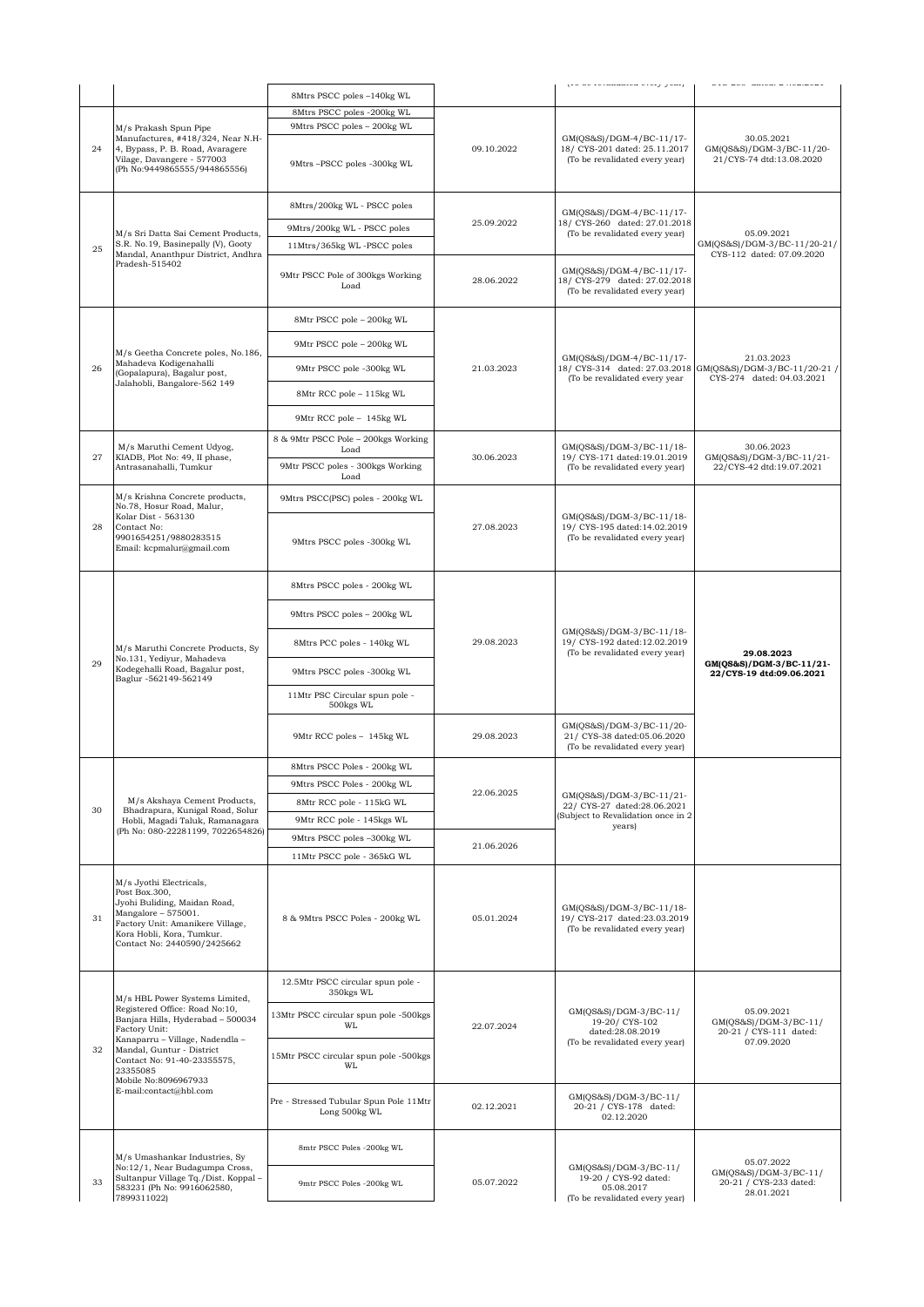| | | | | | |
|---|---|---|---|---|---|
| | | 8Mtrs PSCC poles –140kg WL | | (To be revalidated every year) | |
| 24 | M/s Prakash Spun Pipe Manufactures, #418/324, Near N.H-4, Bypass, P. B. Road, Avaragere Vilage, Davangere - 577003 (Ph No:9449865555/944865556) | 8Mtrs PSCC poles -200kg WL | 09.10.2022 | GM(QS&S)/DGM-4/BC-11/17-18/ CYS-201 dated: 25.11.2017 (To be revalidated every year) | 30.05.2021 GM(QS&S)/DGM-3/BC-11/20-21/CYS-74 dtd:13.08.2020 |
| | | 9Mtrs PSCC poles – 200kg WL | | | |
| | | 9Mtrs –PSCC poles -300kg WL | | | |
| 25 | M/s Sri Datta Sai Cement Products, S.R. No.19, Basinepally (V), Gooty Mandal, Ananthpur District, Andhra Pradesh-515402 | 8Mtrs/200kg WL - PSCC poles | 25.09.2022 | GM(QS&S)/DGM-4/BC-11/17-18/ CYS-260 dated: 27.01.2018 (To be revalidated every year) | 05.09.2021 GM(QS&S)/DGM-3/BC-11/20-21/ CYS-112 dated: 07.09.2020 |
| | | 9Mtrs/200kg WL - PSCC poles | | | |
| | | 11Mtrs/365kg WL -PSCC poles | | | |
| | | 9Mtr PSCC Pole of 300kgs Working Load | 28.06.2022 | GM(QS&S)/DGM-4/BC-11/17-18/ CYS-279 dated: 27.02.2018 (To be revalidated every year) | |
| 26 | M/s Geetha Concrete poles, No.186, Mahadeva Kodigenahalli (Gopalapura), Bagalur post, Jalahobli, Bangalore-562 149 | 8Mtr PSCC pole – 200kg WL | 21.03.2023 | GM(QS&S)/DGM-4/BC-11/17-18/ CYS-314 dated: 27.03.2018 (To be revalidated every year | 21.03.2023 GM(QS&S)/DGM-3/BC-11/20-21 / CYS-274 dated: 04.03.2021 |
| | | 9Mtr PSCC pole – 200kg WL | | | |
| | | 9Mtr PSCC pole -300kg WL | | | |
| | | 8Mtr RCC pole – 115kg WL | | | |
| | | 9Mtr RCC pole – 145kg WL | | | |
| 27 | M/s Maruthi Cement Udyog, KIADB, Plot No: 49, II phase, Antrasanahalli, Tumkur | 8 & 9Mtr PSCC Pole – 200kgs Working Load | 30.06.2023 | GM(QS&S)/DGM-3/BC-11/18-19/ CYS-171 dated:19.01.2019 (To be revalidated every year) | 30.06.2023 GM(QS&S)/DGM-3/BC-11/21-22/CYS-42 dtd:19.07.2021 |
| | | 9Mtr PSCC poles - 300kgs Working Load | | | |
| 28 | M/s Krishna Concrete products, No.78, Hosur Road, Malur, Kolar Dist - 563130 Contact No: 9901654251/9880283515 Email: kcpmalur@gmail.com | 9Mtrs PSCC(PSC) poles - 200kg WL | 27.08.2023 | GM(QS&S)/DGM-3/BC-11/18-19/ CYS-195 dated:14.02.2019 (To be revalidated every year) | |
| | | 9Mtrs PSCC poles -300kg WL | | | |
| 29 | M/s Maruthi Concrete Products, Sy No.131, Yediyur, Mahadeva Kodegehalli Road, Bagalur post, Baglur -562149-562149 | 8Mtrs PSCC poles - 200kg WL | 29.08.2023 | GM(QS&S)/DGM-3/BC-11/18-19/ CYS-192 dated:12.02.2019 (To be revalidated every year) | **29.08.2023 GM(QS&S)/DGM-3/BC-11/21-22/CYS-19 dtd:09.06.2021** |
| | | 9Mtrs PSCC poles – 200kg WL | | | |
| | | 8Mtrs PCC poles - 140kg WL | | | |
| | | 9Mtrs PSCC poles -300kg WL | | | |
| | | 11Mtr PSC Circular spun pole - 500kgs WL | | | |
| | | 9Mtr RCC poles – 145kg WL | 29.08.2023 | GM(QS&S)/DGM-3/BC-11/20-21/ CYS-38 dated:05.06.2020 (To be revalidated every year) | |
| 30 | M/s Akshaya Cement Products, Bhadrapura, Kunigal Road, Solur Hobli, Magadi Taluk, Ramanagara (Ph No: 080-22281199, 7022654826) | 8Mtrs PSCC Poles - 200kg WL | 22.06.2025 | GM(QS&S)/DGM-3/BC-11/21-22/ CYS-27 dated:28.06.2021 (Subject to Revalidation once in 2 years) | |
| | | 9Mtrs PSCC Poles - 200kg WL | | | |
| | | 8Mtr RCC pole - 115kG WL | | | |
| | | 9Mtr RCC pole - 145kg WL | | | |
| | | 9Mtrs PSCC poles –300kg WL | 21.06.2026 | | |
| | | 11Mtr PSCC pole - 365kG WL | | | |
| 31 | M/s Jyothi Electricals, Post Box.300, Jyohi Buliding, Maidan Road, Mangalore – 575001. Factory Unit: Amanikere Village, Kora Hobli, Kora, Tumkur. Contact No: 2440590/2425662 | 8 & 9Mtrs PSCC Poles - 200kg WL | 05.01.2024 | GM(QS&S)/DGM-3/BC-11/18-19/ CYS-217 dated:23.03.2019 (To be revalidated every year) | |
| 32 | M/s HBL Power Systems Limited, Registered Office: Road No:10, Banjara Hills, Hyderabad – 500034 Factory Unit: Kanaparru – Village, Nadendla – Mandal, Guntur - District Contact No: 91-40-23355575, 23355085 Mobile No:8096967933 E-mail:contact@hbl.com | 12.5Mtr PSCC circular spun pole - 350kgs WL | 22.07.2024 | GM(QS&S)/DGM-3/BC-11/ 19-20/ CYS-102 dated:28.08.2019 (To be revalidated every year) | 05.09.2021 GM(QS&S)/DGM-3/BC-11/ 20-21 / CYS-111 dated: 07.09.2020 |
| | | 13Mtr PSCC circular spun pole -500kgs WL | | | |
| | | 15Mtr PSCC circular spun pole -500kgs WL | | | |
| | | Pre - Stressed Tubular Spun Pole 11Mtr Long 500kg WL | 02.12.2021 | GM(QS&S)/DGM-3/BC-11/ 20-21 / CYS-178 dated: 02.12.2020 | |
| 33 | M/s Umashankar Industries, Sy No:12/1, Near Budagumpa Cross, Sultanpur Village Tq./Dist. Koppal – 583231 (Ph No: 9916062580, 7899311022) | 8mtr PSCC Poles -200kg WL | 05.07.2022 | GM(QS&S)/DGM-3/BC-11/ 19-20 / CYS-92 dated: 05.08.2017 (To be revalidated every year) | 05.07.2022 GM(QS&S)/DGM-3/BC-11/ 20-21 / CYS-233 dated: 28.01.2021 |
| | | 9mtr PSCC Poles -200kg WL | | | |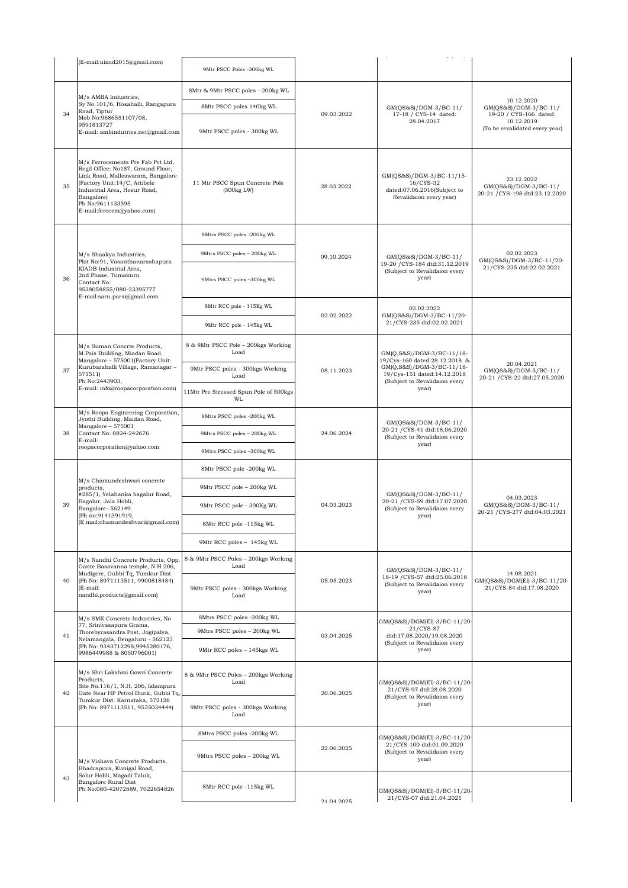| | | | | | |
|---|---|---|---|---|---|
| | (E-mail:uisnd2015@gmail.com) | 9Mtr PSCC Poles -300kg WL | | | |
| 34 | M/s AMBA Industries, Sy No.101/6, Hosahalli, Rangapura Road, Tiptur Mob No:9686551107/08, 9591813727 E-mail: ambindutries.net@gmail.com | 8Mtr & 9Mtr PSCC poles - 200kg WL | 09.03.2022 | GM(QS&S)/DGM-3/BC-11/ 17-18 / CYS-14 dated: 28.04.2017 | 10.12.2020 GM(QS&S)/DGM-3/BC-11/ 19-20 / CYS-166 dated: 10.12.2019 (To be revalidated every year) |
| | | 8Mtr PSCC poles 140kg WL | | | |
| | | 9Mtr PSCC poles - 300kg WL | | | |
| 35 | M/s Ferrocements Pre Fab Pvt Ltd, Regd Office: No187, Ground Floor, Link Road, Malleswaram, Bangalore (Factory Unit:14/C, Attibele Industrial Area, Hosur Road, Bangalore) Ph No:9611133595 E-mail:ferocem@yahoo.com) | 11 Mtr PSCC Spun Concrete Pole (500kg LW) | 28.03.2022 | GM(QS&S)/DGM-3/BC-11/15-16/CYS-32 dated:07.06.2016(Subject to Revalidaion every year) | 23.12.2022 GM(QS&S)/DGM-3/BC-11/ 20-21 /CYS-198 dtd:23.12.2020 |
| 36 | M/s Shaakya Industries, Plot No:91, Vasanthanarashapura KIADB Industrial Area, 2nd Phase, Tumakuru Contact No: 9538058855/080-23395777 E-mail:saru.parsi@gmail.com | 8Mtrs PSCC poles -200kg WL | 09.10.2024 | GM(QS&S)/DGM-3/BC-11/ 19-20 /CYS-184 dtd:31.12.2019 (Subject to Revalidaion every year) | 02.02.2023 GM(QS&S)/DGM-3/BC-11/20-21/CYS-235 dtd:02.02.2021 |
| | | 9Mtrs PSCC poles – 200kg WL | | | |
| | | 9Mtrs PSCC poles –300kg WL | | | |
| | | 8Mtr RCC pole - 115Kg WL | 02.02.2022 | 02.02.2022 GM(QS&S)/DGM-3/BC-11/20-21/CYS-235 dtd:02.02.2021 | |
| | | 9Mtr RCC pole - 145kg WL | | | |
| 37 | M/s Suman Concrte Products, M.Pais Building, Miadan Road, Mangalore – 575001(Factory Unit: Kurubarahalli Village, Ramanagar – 571511) Ph No:2443903, E-mail: info@roopacorporation.com) | 8 & 9Mtr PSCC Pole – 200kgs Working Load | 08.11.2023 | GM(Q,S&S)/DGM-3/BC-11/18-19/Cys-160 dated:28.12.2018 & GM(Q,S&S)/DGM-3/BC-11/18-19/Cys-151 dated:14.12.2018 (Subject to Revalidaion every year) | 20.04.2021 GM(QS&S)/DGM-3/BC-11/ 20-21 /CYS-22 dtd:27.05.2020 |
| | | 9Mtr PSCC poles - 300kgs Working Load | | | |
| | | 11Mtr Pre Stressed Spun Pole of 500kgs WL | | | |
| 38 | M/s Roopa Engineering Corporation, Jyothi Building, Maidan Road, Mangalore – 575001 Contact No: 0824-242676 E-mail: roopacorporation@yahoo.com | 8Mtrs PSCC poles -200kg WL | 24.06.2024 | GM(QS&S)/DGM-3/BC-11/ 20-21 /CYS-41 dtd:18.06.2020 (Subject to Revalidaion every year) | |
| | | 9Mtrs PSCC poles – 200kg WL | | | |
| | | 9Mtrs PSCC poles –300kg WL | | | |
| 39 | M/s Chamundeshwari concrete products, #285/1, Yelahanka bagalur Road, Bagalur, Jala Hobli, Bangalore- 562149. (Ph no:9141391919, (E mail:chamundeshvari@gmail.com) | 8Mtr PSCC pole -200kg WL | 04.03.2023 | GM(QS&S)/DGM-3/BC-11/ 20-21 /CYS-59 dtd:17.07.2020 (Subject to Revalidaion every year) | 04.03.2023 GM(QS&S)/DGM-3/BC-11/ 20-21 /CYS-277 dtd:04.03.2021 |
| | | 9Mtr PSCC pole – 200kg WL | | | |
| | | 9Mtr PSCC pole - 300Kg WL | | | |
| | | 8Mtr RCC pole -115kg WL | | | |
| | | 9Mtr RCC poles – 145kg WL | | | |
| 40 | M/s Nandhi Concrete Products, Opp. Gante Basavanna temple, N.H 206, Mudigere, Gubbi Tq, Tumkur Dist. (Ph No: 8971113511, 9900818484) (E-mail: nandhi.products@gmail.com) | 8 & 9Mtr PSCC Poles – 200kgs Working Load | 05.05.2023 | GM(QS&S)/DGM-3/BC-11/ 18-19 /CYS-57 dtd:25.06.2018 (Subject to Revalidaion every year) | 14.08.2021 GM(QS&S)/DGM(El)-3/BC-11/20-21/CYS-84 dtd:17.08.2020 |
| | | 9Mtr PSCC poles - 300kgs Working Load | | | |
| 41 | M/s SMK Concrete Industries, No 77, Srinivasapura Grama, Thorebyrasandra Post, Jogipalya, Nelamangala, Bengaluru - 562123 (Ph No: 9343712298,9945280176, 9986449988 & 8050796001) | 8Mtrs PSCC poles -200kg WL | 03.04.2025 | GM(QS&S)/DGM(El)-3/BC-11/20-21/CYS-87 dtd:17.08.2020/19.08.2020 (Subject to Revalidaion every year) | |
| | | 9Mtrs PSCC poles – 200kg WL | | | |
| | | 9Mtr RCC poles – 145kgs WL | | | |
| 42 | M/s Shri Lakshmi Gowri Concrete Products, Site No.116/1, N.H. 206, Islampura Gate Near HP Petrol Bunk, Gubbi Tq, Tumkur Dist. Karnataka, 572126 (Ph No: 8971113511, 9535034444) | 8 & 9Mtr PSCC Poles – 200kgs Working Load | 20.06.2025 | GM(QS&S)/DGM(El)-3/BC-11/20-21/CYS-97 dtd:28.08.2020 (Subject to Revalidaion every year) | |
| | | 9Mtr PSCC poles - 300kgs Working Load | | | |
| 43 | M/s Vishava Concrete Products, Bhadrapura, Kunigal Road, Solur Hobli, Magadi Taluk, Bangalore Rural Dist Ph No:080-42072889, 7022654826 | 8Mtrs PSCC poles -200kg WL | 22.06.2025 | GM(QS&S)/DGM(El)-3/BC-11/20-21/CYS-100 dtd:01.09.2020 (Subject to Revalidaion every year) | |
| | | 9Mtrs PSCC poles – 200kg WL | | | |
| | | 8Mtr RCC pole -115kg WL | 21.04.2025 | GM(QS&S)/DGM(El)-3/BC-11/20-21/CYS-07 dtd:21.04.2021 | |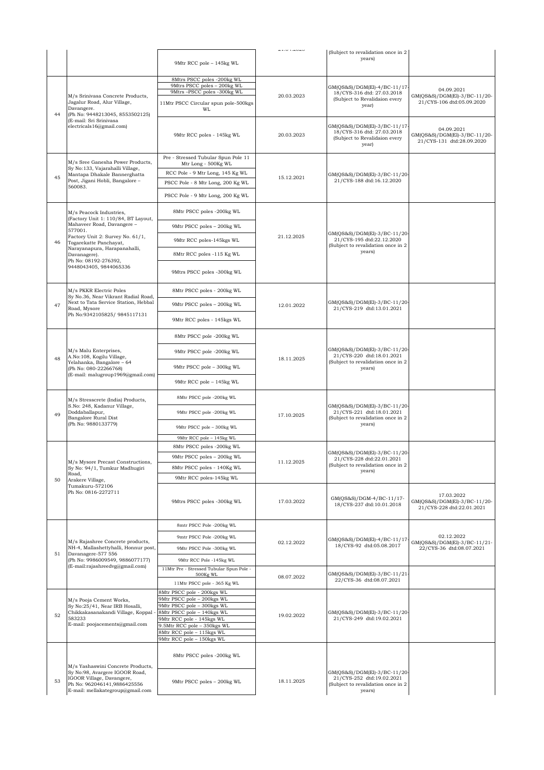| | | 9Mtr RCC pole – 145kg WL | 21.04.2023 | (Subject to revalidation once in 2 years) | |
|---|---|---|---|---|---|
| 44 | M/s Srinivasa Concrete Products, Jagalur Road, Alur Village, Davangere. (Ph No: 9448213045, 8553502125) (E-mail: Sri Srinivasa electricals16@gmail.com) | 8Mtrs PSCC poles -200kg WL<br>9Mtrs PSCC poles – 200kg WL<br>9Mtrs –PSCC poles -300kg WL<br>11Mtr PSCC Circular spun pole-500kgs WL | 20.03.2023 | GM(QS&S)/DGM(El)-4/BC-11/17-18/CYS-316 dtd: 27.03.2018 (Subject to Revalidaion every year) | 04.09.2021 GM(QS&S)/DGM(El)-3/BC-11/20-21/CYS-106 dtd:05.09.2020 |
| | | 9Mtr RCC poles - 145kg WL | 20.03.2023 | GM(QS&S)/DGM(El)-3/BC-11/17-18/CYS-316 dtd: 27.03.2018 (Subject to Revalidaion every year) | 04.09.2021 GM(QS&S)/DGM(El)-3/BC-11/20-21/CYS-131 dtd:28.09.2020 |
| 45 | M/s Sree Ganesha Power Products, Sy No:133, Vajarahalli Village, Mantapa Dhakale Bannerghatta Post, Jigani Hobli, Bangalore – 560083. | Pre - Stressed Tubular Spun Pole 11 Mtr Long - 500Kg WL<br>RCC Pole - 9 Mtr Long, 145 Kg WL<br>PSCC Pole - 8 Mtr Long, 200 Kg WL<br>PSCC Pole - 9 Mtr Long, 200 Kg WL | 15.12.2021 | GM(QS&S)/DGM(El)-3/BC-11/20-21/CYS-188 dtd:16.12.2020 | |
| 46 | M/s Peacock Industries, (Factory Unit 1: 110/84, BT Layout, Mahaveer Road, Davangere – 577001. Factory Unit 2: Survey No. 61/1, Togarekatte Panchayat, Narayanapura, Harapanahalli, Davanagere). Ph No: 08192-276392, 9448043405, 9844065336 | 8Mtr PSCC poles -200kg WL<br>9Mtr PSCC poles – 200kg WL<br>9Mtr RCC poles-145kg WL<br>8Mtr RCC poles -115 Kg WL<br>9Mtrs PSCC poles -300kg WL | 21.12.2025 | GM(QS&S)/DGM(El)-3/BC-11/20-21/CYS-195 dtd:22.12.2020 (Subject to revalidation once in 2 years) | |
| 47 | M/s PKKR Electric Poles Sy No.36, Near Vikrant Radial Road, Next to Tata Service Station, Hebbal Road, Mysore Ph No:9342105825/ 9845117131 | 8Mtr PSCC poles - 200kg WL<br>9Mtr PSCC poles – 200kg WL<br>9Mtr RCC poles - 145kgs WL | 12.01.2022 | GM(QS&S)/DGM(El)-3/BC-11/20-21/CYS-219 dtd:13.01.2021 | |
| 48 | M/s Malu Enterprises, A.No:108, Kogilu Village, Yelahanka, Bangalore – 64 (Ph No: 080-22266768) (E-mail: malugroup1969@gmail.com) | 8Mtr PSCC pole -200kg WL<br>9Mtr PSCC pole -200kg WL<br>9Mtr PSCC pole – 300kg WL<br>9Mtr RCC pole – 145kg WL | 18.11.2025 | GM(QS&S)/DGM(El)-3/BC-11/20-21/CYS-220 dtd:18.01.2021 (Subject to revalidation once in 2 years) | |
| 49 | M/s Stresscrete (India) Products, S.No: 248, Kadanur Village, Doddaballapur, Bangalore Rural Dist (Ph No: 9880133779) | 8Mtr PSCC pole -200kg WL<br>9Mtr PSCC pole -200kg WL<br>9Mtr PSCC pole – 300kg WL<br>9Mtr RCC pole – 145kg WL | 17.10.2025 | GM(QS&S)/DGM(El)-3/BC-11/20-21/CYS-221 dtd:18.01.2021 (Subject to revalidation once in 2 years) | |
| 50 | M/s Mysore Precast Constructions, Sy No: 94/1, Tumkur Madhugiri Road, Arakere Village, Tumakuru-572106 Ph No: 0816-2272711 | 8Mtr PSCC poles -200kg WL<br>9Mtr PSCC poles – 200kg WL<br>8Mtr PSCC poles - 140Kg WL<br>9Mtr RCC poles-145kg WL | 11.12.2025 | GM(QS&S)/DGM(El)-3/BC-11/20-21/CYS-228 dtd:22.01.2021 (Subject to revalidation once in 2 years) | |
| | | 9Mtrs PSCC poles -300kg WL | 17.03.2022 | GM(QS&S)/DGM-4/BC-11/17-18/CYS-237 dtd:10.01.2018 | 17.03.2022 GM(QS&S)/DGM(El)-3/BC-11/20-21/CYS-228 dtd:22.01.2021 |
| 51 | M/s Rajashree Concrete products, NH-4, Mallashettyhalli, Honnur post, Davanagere-577 556 (Ph No: 9986009549, 9886077177) (E-mail:rajashreedvg@gmail.com) | 8mtr PSCC Pole -200kg WL<br>9mtr PSCC Pole -200kg WL<br>9Mtr PSCC Pole -300kg WL<br>9Mtr RCC Pole -145kg WL | 02.12.2022 | GM(QS&S)/DGM(El)-4/BC-11/17-18/CYS-92 dtd:05.08.2017 | 02.12.2022 GM(QS&S)/DGM(El)-3/BC-11/21-22/CYS-36 dtd:08.07.2021 |
| | | 11Mtr Pre - Stressed Tubular Spun Pole - 500Kg WL<br>11Mtr PSCC pole - 365 Kg WL | 08.07.2022 | GM(QS&S)/DGM(El)-3/BC-11/21-22/CYS-36 dtd:08.07.2021 | |
| 52 | M/s Pooja Cement Works, Sy No:25/41, Near IRB Hosalli, Chikkakasanakandi Village, Koppal - 583233 E-mail: poojacements@gmail.com | 8Mtr PSCC pole - 200kgs WL<br>9Mtr PSCC pole – 200kgs WL<br>9Mtr PSCC pole – 300kgs WL<br>8Mtr PSCC pole – 140kgs WL<br>9Mtr RCC pole - 145kgs WL<br>9.5Mtr RCC pole – 350kgs WL<br>8Mtr RCC pole – 115kgs WL<br>9Mtr RCC pole – 150kgs WL | 19.02.2022 | GM(QS&S)/DGM(El)-3/BC-11/20-21/CYS-249 dtd:19.02.2021 | |
| 53 | M/s Yashaswini Concrete Products, Sy No:98, Avargere IGOOR Road, IGOOR Village, Davangere, Ph No: 962046141,9886425556 E-mail: mellakategroup@gmail.com | 8Mtr PSCC poles -200kg WL<br>9Mtr PSCC poles – 200kg WL | 18.11.2025 | GM(QS&S)/DGM(El)-3/BC-11/20-21/CYS-252 dtd:19.02.2021 (Subject to revalidation once in 2 years) | |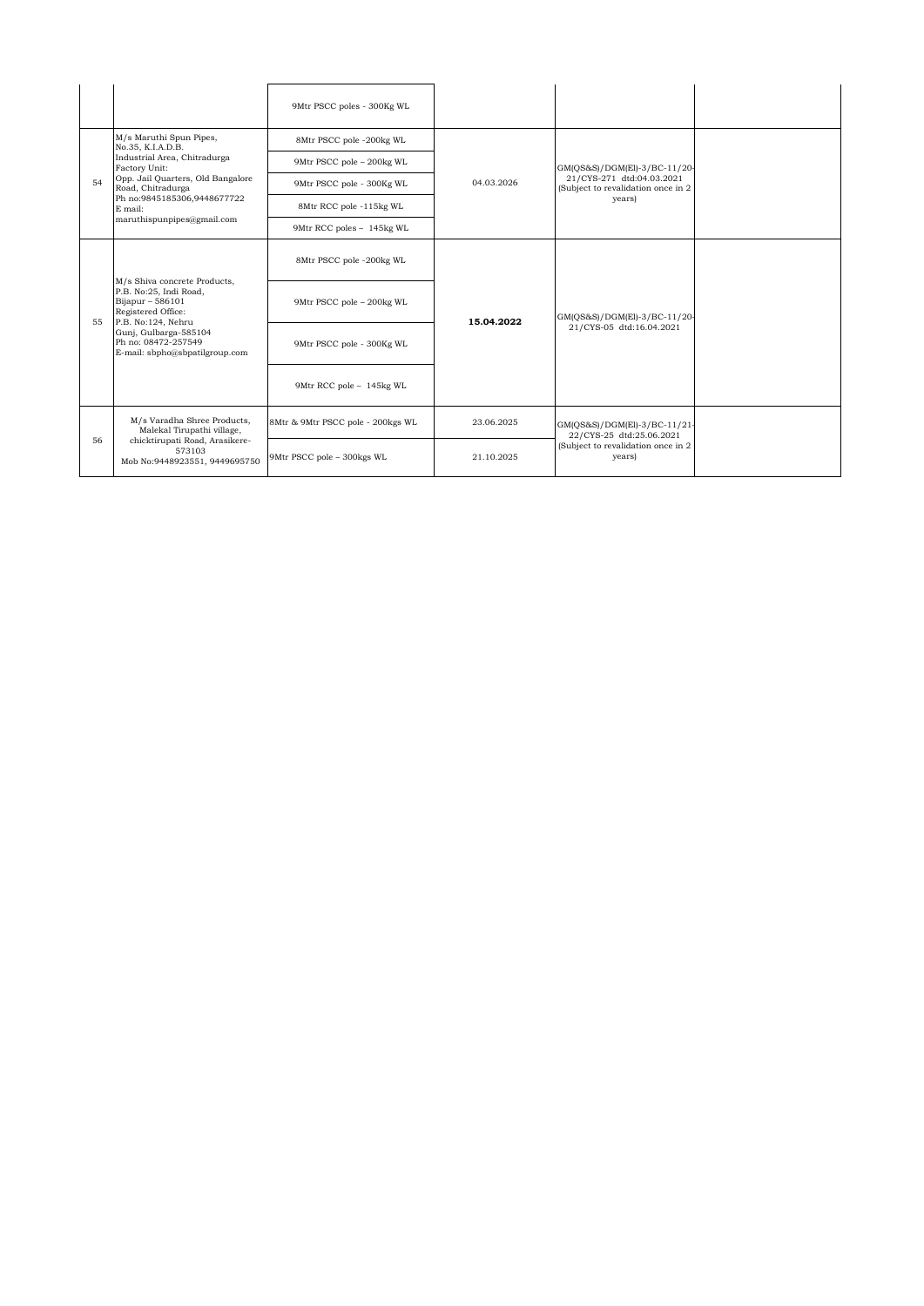| | | | | | |
|---|---|---|---|---|---|
| | | 9Mtr PSCC poles - 300Kg WL | | | |
| 54 | M/s Maruthi Spun Pipes, No.35, K.I.A.D.B. Industrial Area, Chitradurga Factory Unit: Opp. Jail Quarters, Old Bangalore Road, Chitradurga Ph no:9845185306,9448677722 E mail: maruthispunpipes@gmail.com | 8Mtr PSCC pole -200kg WL | 04.03.2026 | GM(QS&S)/DGM(El)-3/BC-11/20-21/CYS-271 dtd:04.03.2021 (Subject to revalidation once in 2 years) | |
| | | 9Mtr PSCC pole – 200kg WL | | | |
| | | 9Mtr PSCC pole - 300Kg WL | | | |
| | | 8Mtr RCC pole -115kg WL | | | |
| | | 9Mtr RCC poles – 145kg WL | | | |
| 55 | M/s Shiva concrete Products, P.B. No:25, Indi Road, Bijapur – 586101 Registered Office: P.B. No:124, Nehru Gunj, Gulbarga-585104 Ph no: 08472-257549 E-mail: sbpho@sbpatilgroup.com | 8Mtr PSCC pole -200kg WL | **15.04.2022** | GM(QS&S)/DGM(El)-3/BC-11/20-21/CYS-05 dtd:16.04.2021 | |
| | | 9Mtr PSCC pole – 200kg WL | | | |
| | | 9Mtr PSCC pole - 300Kg WL | | | |
| | | 9Mtr RCC pole – 145kg WL | | | |
| 56 | M/s Varadha Shree Products, Malekal Tirupathi village, chicktirupati Road, Arasikere-573103 Mob No:9448923551, 9449695750 | 8Mtr & 9Mtr PSCC pole - 200kgs WL | 23.06.2025 | GM(QS&S)/DGM(El)-3/BC-11/21-22/CYS-25 dtd:25.06.2021 (Subject to revalidation once in 2 years) | |
| | | 9Mtr PSCC pole – 300kgs WL | 21.10.2025 | | |